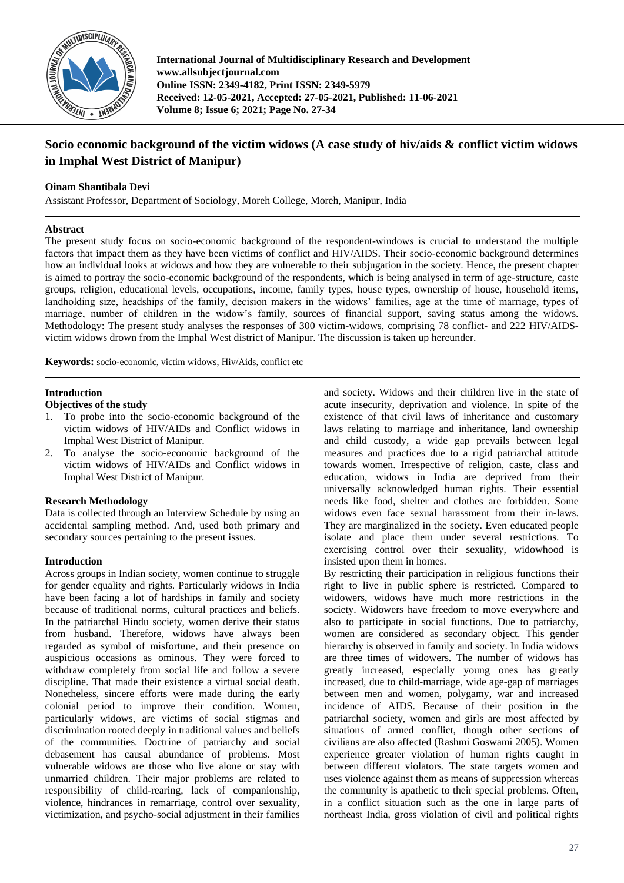# Socio economic background of the victim widows (A case study of hiv/aids & conflict victim widows in Imphal West District of Manipur)

**Oinam Shantibala Devi**

Assistant Professor, Department of Sociology, Moreh College, Moreh, Manipur, India

## Abstract

The present study focus on socio-economic background of the respondent-windows is crucial to understand the multiple factors that impact them as they have been victims of conflict and HIV/AIDS. Their socio-economic background determines how an individual looks at widows and how they are vulnerable to their subjugation in the society. Hence, the present chapter is aimed to portray the socio-economic background of the respondents, which is being analysed in term of age-structure, caste groups, religion, educational levels, occupations, income, family types, house types, ownership of house, household items, landholding size, headships of the family, decision makers in the widows' families, age at the time of marriage, types of marriage, number of children in the widow's family, sources of financial support, saving status among the widows. Methodology: The present study analyses the responses of 300 victim-widows, comprising 78 conflict- and 222 HIV/AIDS-victim widows drown from the Imphal West district of Manipur. The discussion is taken up hereunder.

**Keywords:** socio-economic, victim widows, Hiv/Aids, conflict etc

## Introduction

### Objectives of the study

1. To probe into the socio-economic background of the victim widows of HIV/AIDs and Conflict widows in Imphal West District of Manipur.
2. To analyse the socio-economic background of the victim widows of HIV/AIDs and Conflict widows in Imphal West District of Manipur.

### Research Methodology

Data is collected through an Interview Schedule by using an accidental sampling method. And, used both primary and secondary sources pertaining to the present issues.

### Introduction

Across groups in Indian society, women continue to struggle for gender equality and rights. Particularly widows in India have been facing a lot of hardships in family and society because of traditional norms, cultural practices and beliefs. In the patriarchal Hindu society, women derive their status from husband. Therefore, widows have always been regarded as symbol of misfortune, and their presence on auspicious occasions as ominous. They were forced to withdraw completely from social life and follow a severe discipline. That made their existence a virtual social death. Nonetheless, sincere efforts were made during the early colonial period to improve their condition. Women, particularly widows, are victims of social stigmas and discrimination rooted deeply in traditional values and beliefs of the communities. Doctrine of patriarchy and social debasement has causal abundance of problems. Most vulnerable widows are those who live alone or stay with unmarried children. Their major problems are related to responsibility of child-rearing, lack of companionship, violence, hindrances in remarriage, control over sexuality, victimization, and psycho-social adjustment in their families and society. Widows and their children live in the state of acute insecurity, deprivation and violence. In spite of the existence of that civil laws of inheritance and customary laws relating to marriage and inheritance, land ownership and child custody, a wide gap prevails between legal measures and practices due to a rigid patriarchal attitude towards women. Irrespective of religion, caste, class and education, widows in India are deprived from their universally acknowledged human rights. Their essential needs like food, shelter and clothes are forbidden. Some widows even face sexual harassment from their in-laws. They are marginalized in the society. Even educated people isolate and place them under several restrictions. To exercising control over their sexuality, widowhood is insisted upon them in homes.

By restricting their participation in religious functions their right to live in public sphere is restricted. Compared to widowers, widows have much more restrictions in the society. Widowers have freedom to move everywhere and also to participate in social functions. Due to patriarchy, women are considered as secondary object. This gender hierarchy is observed in family and society. In India widows are three times of widowers. The number of widows has greatly increased, especially young ones has greatly increased, due to child-marriage, wide age-gap of marriages between men and women, polygamy, war and increased incidence of AIDS. Because of their position in the patriarchal society, women and girls are most affected by situations of armed conflict, though other sections of civilians are also affected (Rashmi Goswami 2005). Women experience greater violation of human rights caught in between different violators. The state targets women and uses violence against them as means of suppression whereas the community is apathetic to their special problems. Often, in a conflict situation such as the one in large parts of northeast India, gross violation of civil and political rights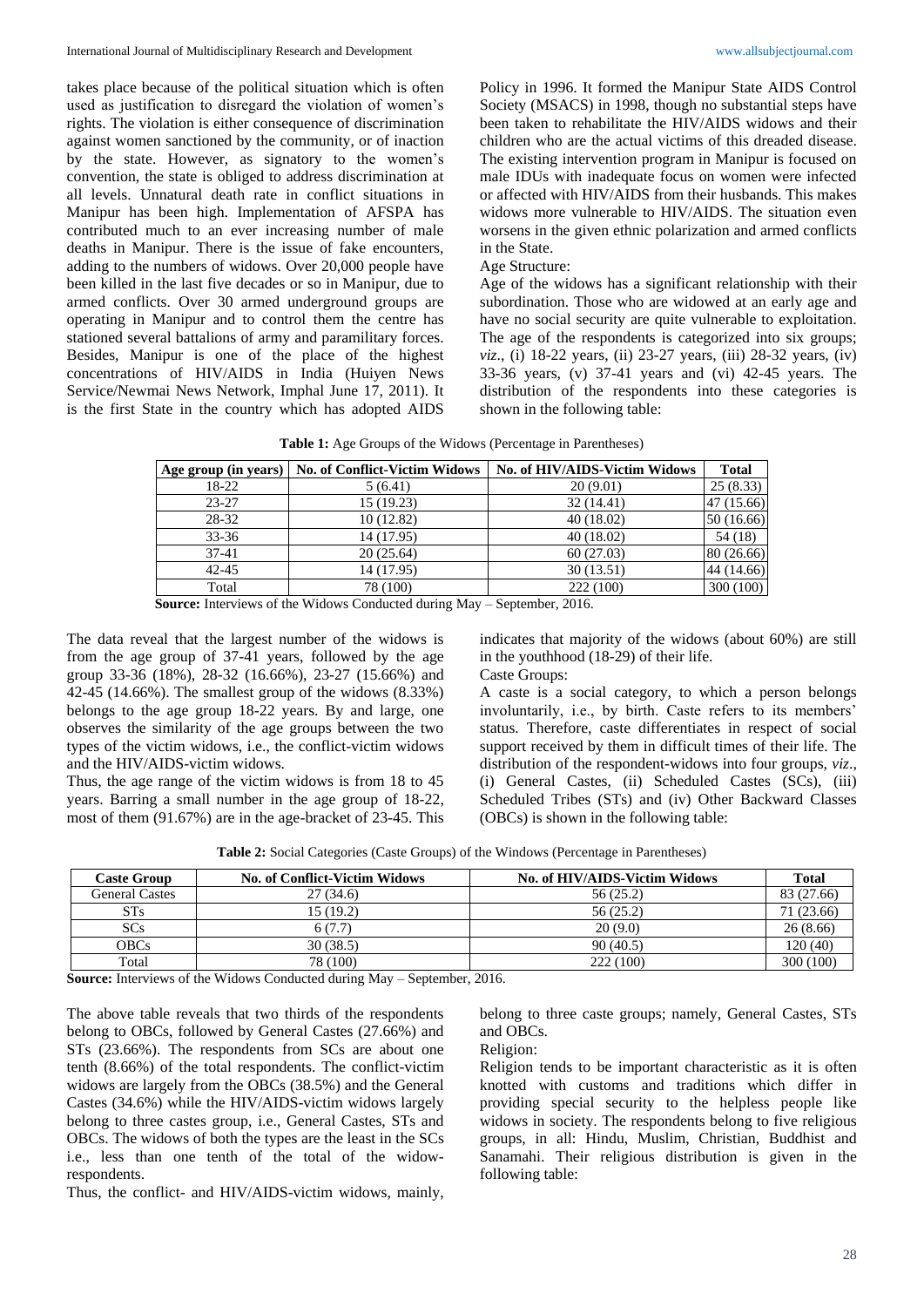takes place because of the political situation which is often used as justification to disregard the violation of women's rights. The violation is either consequence of discrimination against women sanctioned by the community, or of inaction by the state. However, as signatory to the women's convention, the state is obliged to address discrimination at all levels. Unnatural death rate in conflict situations in Manipur has been high. Implementation of AFSPA has contributed much to an ever increasing number of male deaths in Manipur. There is the issue of fake encounters, adding to the numbers of widows. Over 20,000 people have been killed in the last five decades or so in Manipur, due to armed conflicts. Over 30 armed underground groups are operating in Manipur and to control them the centre has stationed several battalions of army and paramilitary forces. Besides, Manipur is one of the place of the highest concentrations of HIV/AIDS in India (Huiyen News Service/Newmai News Network, Imphal June 17, 2011). It is the first State in the country which has adopted AIDS Policy in 1996. It formed the Manipur State AIDS Control Society (MSACS) in 1998, though no substantial steps have been taken to rehabilitate the HIV/AIDS widows and their children who are the actual victims of this dreaded disease. The existing intervention program in Manipur is focused on male IDUs with inadequate focus on women were infected or affected with HIV/AIDS from their husbands. This makes widows more vulnerable to HIV/AIDS. The situation even worsens in the given ethnic polarization and armed conflicts in the State.

Age Structure:

Age of the widows has a significant relationship with their subordination. Those who are widowed at an early age and have no social security are quite vulnerable to exploitation. The age of the respondents is categorized into six groups; *viz*., (i) 18-22 years, (ii) 23-27 years, (iii) 28-32 years, (iv) 33-36 years, (v) 37-41 years and (vi) 42-45 years. The distribution of the respondents into these categories is shown in the following table:

**Table 1:** Age Groups of the Widows (Percentage in Parentheses)

| Age group (in years) | No. of Conflict-Victim Widows | No. of HIV/AIDS-Victim Widows | Total |
|---|---|---|---|
| 18-22 | 5 (6.41) | 20 (9.01) | 25 (8.33) |
| 23-27 | 15 (19.23) | 32 (14.41) | 47 (15.66) |
| 28-32 | 10 (12.82) | 40 (18.02) | 50 (16.66) |
| 33-36 | 14 (17.95) | 40 (18.02) | 54 (18) |
| 37-41 | 20 (25.64) | 60 (27.03) | 80 (26.66) |
| 42-45 | 14 (17.95) | 30 (13.51) | 44 (14.66) |
| Total | 78 (100) | 222 (100) | 300 (100) |

**Source:** Interviews of the Widows Conducted during May – September, 2016.

The data reveal that the largest number of the widows is from the age group of 37-41 years, followed by the age group 33-36 (18%), 28-32 (16.66%), 23-27 (15.66%) and 42-45 (14.66%). The smallest group of the widows (8.33%) belongs to the age group 18-22 years. By and large, one observes the similarity of the age groups between the two types of the victim widows, i.e., the conflict-victim widows and the HIV/AIDS-victim widows.

Thus, the age range of the victim widows is from 18 to 45 years. Barring a small number in the age group of 18-22, most of them (91.67%) are in the age-bracket of 23-45. This indicates that majority of the widows (about 60%) are still in the youthhood (18-29) of their life.

Caste Groups:

A caste is a social category, to which a person belongs involuntarily, i.e., by birth. Caste refers to its members' status. Therefore, caste differentiates in respect of social support received by them in difficult times of their life. The distribution of the respondent-widows into four groups, *viz*., (i) General Castes, (ii) Scheduled Castes (SCs), (iii) Scheduled Tribes (STs) and (iv) Other Backward Classes (OBCs) is shown in the following table:

**Table 2:** Social Categories (Caste Groups) of the Windows (Percentage in Parentheses)

| Caste Group | No. of Conflict-Victim Widows | No. of HIV/AIDS-Victim Widows | Total |
|---|---|---|---|
| General Castes | 27 (34.6) | 56 (25.2) | 83 (27.66) |
| STs | 15 (19.2) | 56 (25.2) | 71 (23.66) |
| SCs | 6 (7.7) | 20 (9.0) | 26 (8.66) |
| OBCs | 30 (38.5) | 90 (40.5) | 120 (40) |
| Total | 78 (100) | 222 (100) | 300 (100) |

**Source:** Interviews of the Widows Conducted during May – September, 2016.

The above table reveals that two thirds of the respondents belong to OBCs, followed by General Castes (27.66%) and STs (23.66%). The respondents from SCs are about one tenth (8.66%) of the total respondents. The conflict-victim widows are largely from the OBCs (38.5%) and the General Castes (34.6%) while the HIV/AIDS-victim widows largely belong to three castes group, i.e., General Castes, STs and OBCs. The widows of both the types are the least in the SCs i.e., less than one tenth of the total of the widow-respondents.

Thus, the conflict- and HIV/AIDS-victim widows, mainly, belong to three caste groups; namely, General Castes, STs and OBCs.

Religion:

Religion tends to be important characteristic as it is often knotted with customs and traditions which differ in providing special security to the helpless people like widows in society. The respondents belong to five religious groups, in all: Hindu, Muslim, Christian, Buddhist and Sanamahi. Their religious distribution is given in the following table: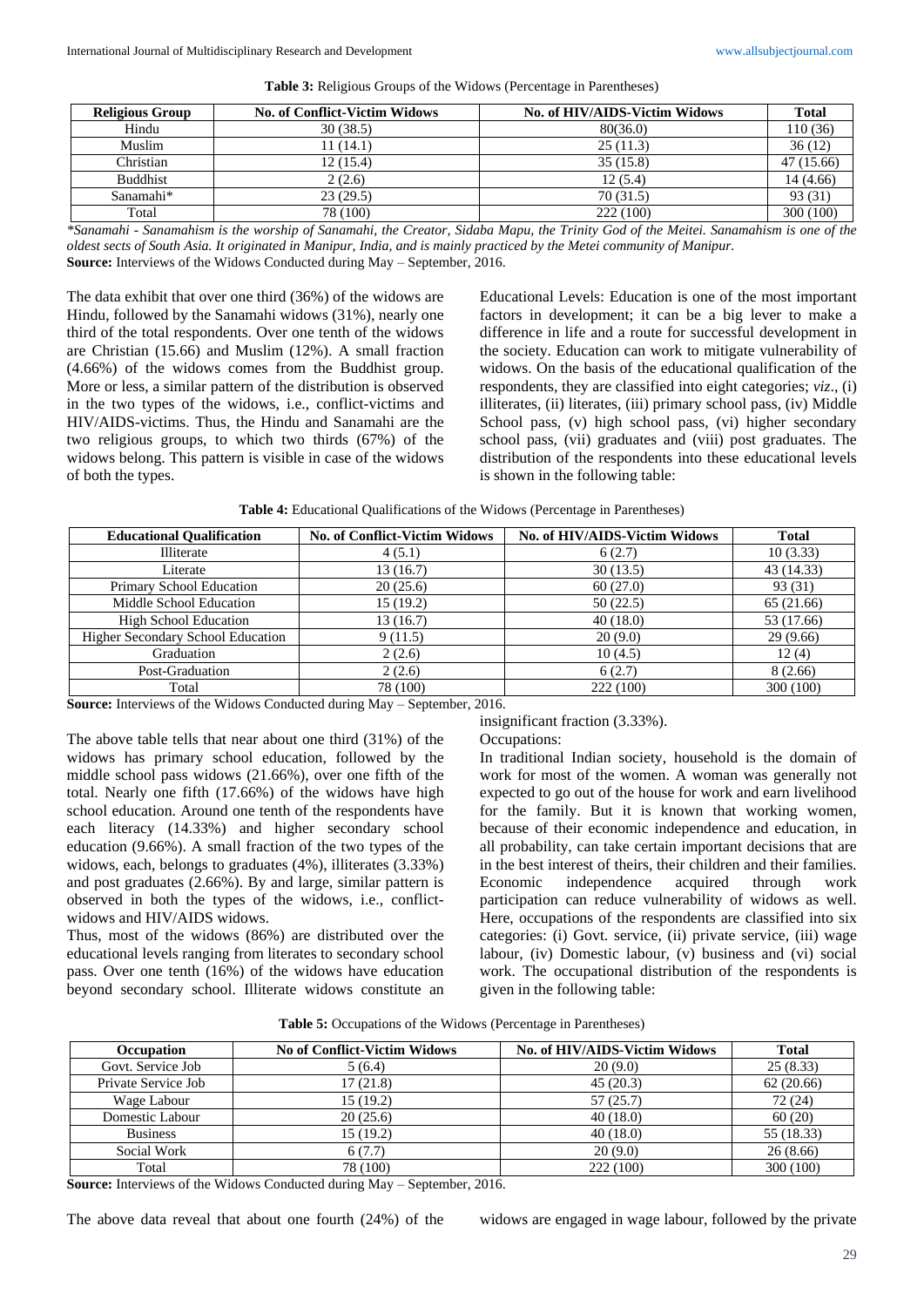**Table 3:** Religious Groups of the Widows (Percentage in Parentheses)

| Religious Group | No. of Conflict-Victim Widows | No. of HIV/AIDS-Victim Widows | Total |
|---|---|---|---|
| Hindu | 30 (38.5) | 80(36.0) | 110 (36) |
| Muslim | 11 (14.1) | 25 (11.3) | 36 (12) |
| Christian | 12 (15.4) | 35 (15.8) | 47 (15.66) |
| Buddhist | 2 (2.6) | 12 (5.4) | 14 (4.66) |
| Sanamahi* | 23 (29.5) | 70 (31.5) | 93 (31) |
| Total | 78 (100) | 222 (100) | 300 (100) |

*\*Sanamahi - Sanamahism is the worship of Sanamahi, the Creator, Sidaba Mapu, the Trinity God of the Meitei. Sanamahism is one of the oldest sects of South Asia. It originated in Manipur, India, and is mainly practiced by the Metei community of Manipur.*

**Source:** Interviews of the Widows Conducted during May – September, 2016.

The data exhibit that over one third (36%) of the widows are Hindu, followed by the Sanamahi widows (31%), nearly one third of the total respondents. Over one tenth of the widows are Christian (15.66) and Muslim (12%). A small fraction (4.66%) of the widows comes from the Buddhist group. More or less, a similar pattern of the distribution is observed in the two types of the widows, i.e., conflict-victims and HIV/AIDS-victims. Thus, the Hindu and Sanamahi are the two religious groups, to which two thirds (67%) of the widows belong. This pattern is visible in case of the widows of both the types.

Educational Levels: Education is one of the most important factors in development; it can be a big lever to make a difference in life and a route for successful development in the society. Education can work to mitigate vulnerability of widows. On the basis of the educational qualification of the respondents, they are classified into eight categories; *viz*., (i) illiterates, (ii) literates, (iii) primary school pass, (iv) Middle School pass, (v) high school pass, (vi) higher secondary school pass, (vii) graduates and (viii) post graduates. The distribution of the respondents into these educational levels is shown in the following table:

**Table 4:** Educational Qualifications of the Widows (Percentage in Parentheses)

| Educational Qualification | No. of Conflict-Victim Widows | No. of HIV/AIDS-Victim Widows | Total |
|---|---|---|---|
| Illiterate | 4 (5.1) | 6 (2.7) | 10 (3.33) |
| Literate | 13 (16.7) | 30 (13.5) | 43 (14.33) |
| Primary School Education | 20 (25.6) | 60 (27.0) | 93 (31) |
| Middle School Education | 15 (19.2) | 50 (22.5) | 65 (21.66) |
| High School Education | 13 (16.7) | 40 (18.0) | 53 (17.66) |
| Higher Secondary School Education | 9 (11.5) | 20 (9.0) | 29 (9.66) |
| Graduation | 2 (2.6) | 10 (4.5) | 12 (4) |
| Post-Graduation | 2 (2.6) | 6 (2.7) | 8 (2.66) |
| Total | 78 (100) | 222 (100) | 300 (100) |

**Source:** Interviews of the Widows Conducted during May – September, 2016.

The above table tells that near about one third (31%) of the widows has primary school education, followed by the middle school pass widows (21.66%), over one fifth of the total. Nearly one fifth (17.66%) of the widows have high school education. Around one tenth of the respondents have each literacy (14.33%) and higher secondary school education (9.66%). A small fraction of the two types of the widows, each, belongs to graduates (4%), illiterates (3.33%) and post graduates (2.66%). By and large, similar pattern is observed in both the types of the widows, i.e., conflict-widows and HIV/AIDS widows.

Thus, most of the widows (86%) are distributed over the educational levels ranging from literates to secondary school pass. Over one tenth (16%) of the widows have education beyond secondary school. Illiterate widows constitute an insignificant fraction (3.33%).

Occupations:

In traditional Indian society, household is the domain of work for most of the women. A woman was generally not expected to go out of the house for work and earn livelihood for the family. But it is known that working women, because of their economic independence and education, in all probability, can take certain important decisions that are in the best interest of theirs, their children and their families. Economic independence acquired through work participation can reduce vulnerability of widows as well. Here, occupations of the respondents are classified into six categories: (i) Govt. service, (ii) private service, (iii) wage labour, (iv) Domestic labour, (v) business and (vi) social work. The occupational distribution of the respondents is given in the following table:

**Table 5:** Occupations of the Widows (Percentage in Parentheses)

| Occupation | No of Conflict-Victim Widows | No. of HIV/AIDS-Victim Widows | Total |
|---|---|---|---|
| Govt. Service Job | 5 (6.4) | 20 (9.0) | 25 (8.33) |
| Private Service Job | 17 (21.8) | 45 (20.3) | 62 (20.66) |
| Wage Labour | 15 (19.2) | 57 (25.7) | 72 (24) |
| Domestic Labour | 20 (25.6) | 40 (18.0) | 60 (20) |
| Business | 15 (19.2) | 40 (18.0) | 55 (18.33) |
| Social Work | 6 (7.7) | 20 (9.0) | 26 (8.66) |
| Total | 78 (100) | 222 (100) | 300 (100) |

**Source:** Interviews of the Widows Conducted during May – September, 2016.

The above data reveal that about one fourth (24%) of the widows are engaged in wage labour, followed by the private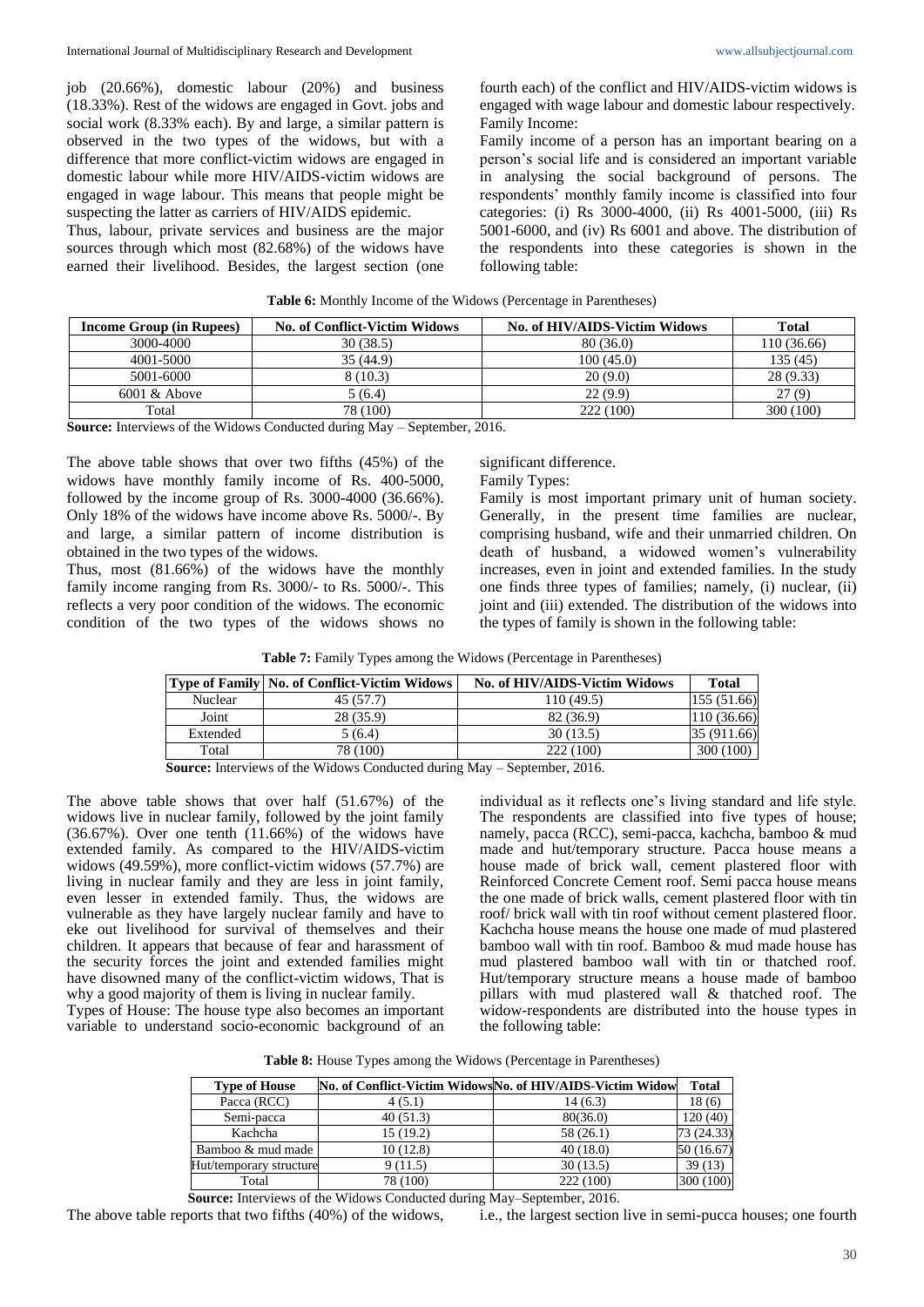job (20.66%), domestic labour (20%) and business (18.33%). Rest of the widows are engaged in Govt. jobs and social work (8.33% each). By and large, a similar pattern is observed in the two types of the widows, but with a difference that more conflict-victim widows are engaged in domestic labour while more HIV/AIDS-victim widows are engaged in wage labour. This means that people might be suspecting the latter as carriers of HIV/AIDS epidemic.

Thus, labour, private services and business are the major sources through which most (82.68%) of the widows have earned their livelihood. Besides, the largest section (one fourth each) of the conflict and HIV/AIDS-victim widows is engaged with wage labour and domestic labour respectively.

Family Income:

Family income of a person has an important bearing on a person's social life and is considered an important variable in analysing the social background of persons. The respondents' monthly family income is classified into four categories: (i) Rs 3000-4000, (ii) Rs 4001-5000, (iii) Rs 5001-6000, and (iv) Rs 6001 and above. The distribution of the respondents into these categories is shown in the following table:

**Table 6:** Monthly Income of the Widows (Percentage in Parentheses)

| Income Group (in Rupees) | No. of Conflict-Victim Widows | No. of HIV/AIDS-Victim Widows | Total |
|---|---|---|---|
| 3000-4000 | 30 (38.5) | 80 (36.0) | 110 (36.66) |
| 4001-5000 | 35 (44.9) | 100 (45.0) | 135 (45) |
| 5001-6000 | 8 (10.3) | 20 (9.0) | 28 (9.33) |
| 6001 & Above | 5 (6.4) | 22 (9.9) | 27 (9) |
| Total | 78 (100) | 222 (100) | 300 (100) |

**Source:** Interviews of the Widows Conducted during May – September, 2016.

The above table shows that over two fifths (45%) of the widows have monthly family income of Rs. 400-5000, followed by the income group of Rs. 3000-4000 (36.66%). Only 18% of the widows have income above Rs. 5000/-. By and large, a similar pattern of income distribution is obtained in the two types of the widows.

Thus, most (81.66%) of the widows have the monthly family income ranging from Rs. 3000/- to Rs. 5000/-. This reflects a very poor condition of the widows. The economic condition of the two types of the widows shows no significant difference.

Family Types:

Family is most important primary unit of human society. Generally, in the present time families are nuclear, comprising husband, wife and their unmarried children. On death of husband, a widowed women's vulnerability increases, even in joint and extended families. In the study one finds three types of families; namely, (i) nuclear, (ii) joint and (iii) extended. The distribution of the widows into the types of family is shown in the following table:

**Table 7:** Family Types among the Widows (Percentage in Parentheses)

| Type of Family | No. of Conflict-Victim Widows | No. of HIV/AIDS-Victim Widows | Total |
|---|---|---|---|
| Nuclear | 45 (57.7) | 110 (49.5) | 155 (51.66) |
| Joint | 28 (35.9) | 82 (36.9) | 110 (36.66) |
| Extended | 5 (6.4) | 30 (13.5) | 35 (911.66) |
| Total | 78 (100) | 222 (100) | 300 (100) |

**Source:** Interviews of the Widows Conducted during May – September, 2016.

The above table shows that over half (51.67%) of the widows live in nuclear family, followed by the joint family (36.67%). Over one tenth (11.66%) of the widows have extended family. As compared to the HIV/AIDS-victim widows (49.59%), more conflict-victim widows (57.7%) are living in nuclear family and they are less in joint family, even lesser in extended family. Thus, the widows are vulnerable as they have largely nuclear family and have to eke out livelihood for survival of themselves and their children. It appears that because of fear and harassment of the security forces the joint and extended families might have disowned many of the conflict-victim widows, That is why a good majority of them is living in nuclear family.

Types of House: The house type also becomes an important variable to understand socio-economic background of an individual as it reflects one's living standard and life style. The respondents are classified into five types of house; namely, pacca (RCC), semi-pacca, kachcha, bamboo & mud made and hut/temporary structure. Pacca house means a house made of brick wall, cement plastered floor with Reinforced Concrete Cement roof. Semi pacca house means the one made of brick walls, cement plastered floor with tin roof/ brick wall with tin roof without cement plastered floor. Kachcha house means the house one made of mud plastered bamboo wall with tin roof. Bamboo & mud made house has mud plastered bamboo wall with tin or thatched roof. Hut/temporary structure means a house made of bamboo pillars with mud plastered wall & thatched roof. The widow-respondents are distributed into the house types in the following table:

**Table 8:** House Types among the Widows (Percentage in Parentheses)

| Type of House | No. of Conflict-Victim Widows | No. of HIV/AIDS-Victim Widow | Total |
|---|---|---|---|
| Pacca (RCC) | 4 (5.1) | 14 (6.3) | 18 (6) |
| Semi-pacca | 40 (51.3) | 80(36.0) | 120 (40) |
| Kachcha | 15 (19.2) | 58 (26.1) | 73 (24.33) |
| Bamboo & mud made | 10 (12.8) | 40 (18.0) | 50 (16.67) |
| Hut/temporary structure | 9 (11.5) | 30 (13.5) | 39 (13) |
| Total | 78 (100) | 222 (100) | 300 (100) |

**Source:** Interviews of the Widows Conducted during May–September, 2016.

The above table reports that two fifths (40%) of the widows, i.e., the largest section live in semi-pucca houses; one fourth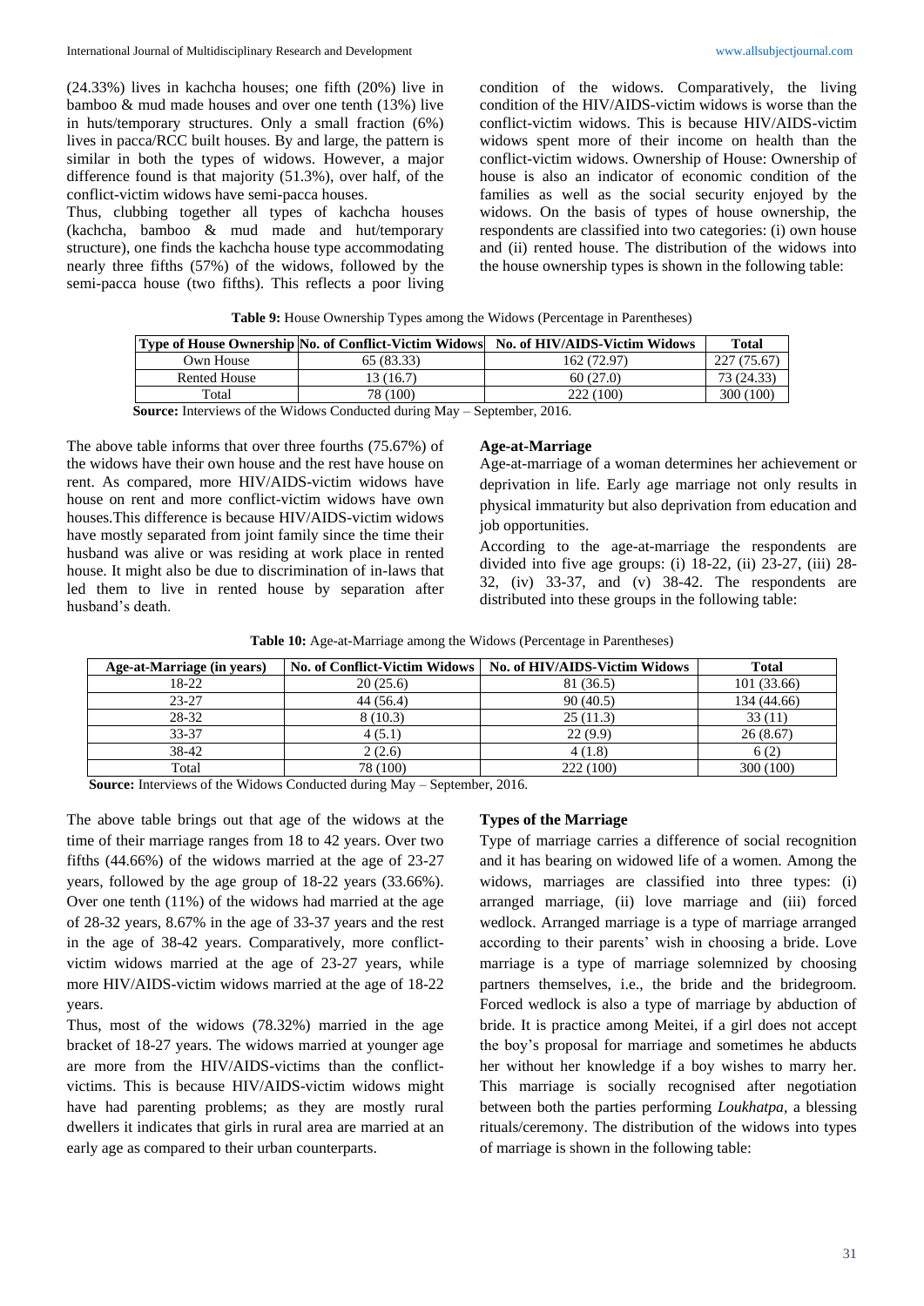(24.33%) lives in kachcha houses; one fifth (20%) live in bamboo & mud made houses and over one tenth (13%) live in huts/temporary structures. Only a small fraction (6%) lives in pacca/RCC built houses. By and large, the pattern is similar in both the types of widows. However, a major difference found is that majority (51.3%), over half, of the conflict-victim widows have semi-pacca houses.

Thus, clubbing together all types of kachcha houses (kachcha, bamboo & mud made and hut/temporary structure), one finds the kachcha house type accommodating nearly three fifths (57%) of the widows, followed by the semi-pacca house (two fifths). This reflects a poor living condition of the widows. Comparatively, the living condition of the HIV/AIDS-victim widows is worse than the conflict-victim widows. This is because HIV/AIDS-victim widows spent more of their income on health than the conflict-victim widows. Ownership of House: Ownership of house is also an indicator of economic condition of the families as well as the social security enjoyed by the widows. On the basis of types of house ownership, the respondents are classified into two categories: (i) own house and (ii) rented house. The distribution of the widows into the house ownership types is shown in the following table:

**Table 9:** House Ownership Types among the Widows (Percentage in Parentheses)

| Type of House Ownership | No. of Conflict-Victim Widows | No. of HIV/AIDS-Victim Widows | Total |
|---|---|---|---|
| Own House | 65 (83.33) | 162 (72.97) | 227 (75.67) |
| Rented House | 13 (16.7) | 60 (27.0) | 73 (24.33) |
| Total | 78 (100) | 222 (100) | 300 (100) |

**Source:** Interviews of the Widows Conducted during May – September, 2016.

The above table informs that over three fourths (75.67%) of the widows have their own house and the rest have house on rent. As compared, more HIV/AIDS-victim widows have house on rent and more conflict-victim widows have own houses.This difference is because HIV/AIDS-victim widows have mostly separated from joint family since the time their husband was alive or was residing at work place in rented house. It might also be due to discrimination of in-laws that led them to live in rented house by separation after husband's death.

### Age-at-Marriage

Age-at-marriage of a woman determines her achievement or deprivation in life. Early age marriage not only results in physical immaturity but also deprivation from education and job opportunities.

According to the age-at-marriage the respondents are divided into five age groups: (i) 18-22, (ii) 23-27, (iii) 28-32, (iv) 33-37, and (v) 38-42. The respondents are distributed into these groups in the following table:

**Table 10:** Age-at-Marriage among the Widows (Percentage in Parentheses)

| Age-at-Marriage (in years) | No. of Conflict-Victim Widows | No. of HIV/AIDS-Victim Widows | Total |
|---|---|---|---|
| 18-22 | 20 (25.6) | 81 (36.5) | 101 (33.66) |
| 23-27 | 44 (56.4) | 90 (40.5) | 134 (44.66) |
| 28-32 | 8 (10.3) | 25 (11.3) | 33 (11) |
| 33-37 | 4 (5.1) | 22 (9.9) | 26 (8.67) |
| 38-42 | 2 (2.6) | 4 (1.8) | 6 (2) |
| Total | 78 (100) | 222 (100) | 300 (100) |

**Source:** Interviews of the Widows Conducted during May – September, 2016.

The above table brings out that age of the widows at the time of their marriage ranges from 18 to 42 years. Over two fifths (44.66%) of the widows married at the age of 23-27 years, followed by the age group of 18-22 years (33.66%). Over one tenth (11%) of the widows had married at the age of 28-32 years, 8.67% in the age of 33-37 years and the rest in the age of 38-42 years. Comparatively, more conflict-victim widows married at the age of 23-27 years, while more HIV/AIDS-victim widows married at the age of 18-22 years.

Thus, most of the widows (78.32%) married in the age bracket of 18-27 years. The widows married at younger age are more from the HIV/AIDS-victims than the conflict-victims. This is because HIV/AIDS-victim widows might have had parenting problems; as they are mostly rural dwellers it indicates that girls in rural area are married at an early age as compared to their urban counterparts.

### Types of the Marriage

Type of marriage carries a difference of social recognition and it has bearing on widowed life of a women. Among the widows, marriages are classified into three types: (i) arranged marriage, (ii) love marriage and (iii) forced wedlock. Arranged marriage is a type of marriage arranged according to their parents' wish in choosing a bride. Love marriage is a type of marriage solemnized by choosing partners themselves, i.e., the bride and the bridegroom. Forced wedlock is also a type of marriage by abduction of bride. It is practice among Meitei, if a girl does not accept the boy's proposal for marriage and sometimes he abducts her without her knowledge if a boy wishes to marry her. This marriage is socially recognised after negotiation between both the parties performing *Loukhatpa*, a blessing rituals/ceremony. The distribution of the widows into types of marriage is shown in the following table: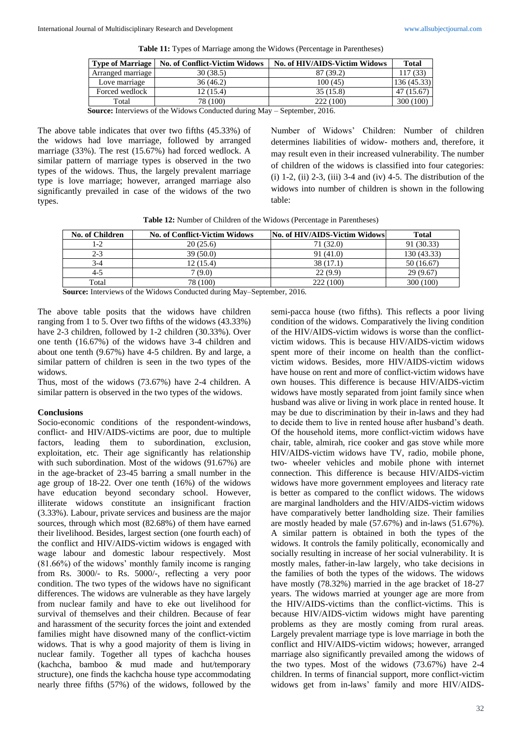**Table 11:** Types of Marriage among the Widows (Percentage in Parentheses)

| Type of Marriage | No. of Conflict-Victim Widows | No. of HIV/AIDS-Victim Widows | Total |
|---|---|---|---|
| Arranged marriage | 30 (38.5) | 87 (39.2) | 117 (33) |
| Love marriage | 36 (46.2) | 100 (45) | 136 (45.33) |
| Forced wedlock | 12 (15.4) | 35 (15.8) | 47 (15.67) |
| Total | 78 (100) | 222 (100) | 300 (100) |

**Source:** Interviews of the Widows Conducted during May – September, 2016.

The above table indicates that over two fifths (45.33%) of the widows had love marriage, followed by arranged marriage (33%). The rest (15.67%) had forced wedlock. A similar pattern of marriage types is observed in the two types of the widows. Thus, the largely prevalent marriage type is love marriage; however, arranged marriage also significantly prevailed in case of the widows of the two types.

Number of Widows' Children: Number of children determines liabilities of widow- mothers and, therefore, it may result even in their increased vulnerability. The number of children of the widows is classified into four categories: (i) 1-2, (ii) 2-3, (iii) 3-4 and (iv) 4-5. The distribution of the widows into number of children is shown in the following table:

**Table 12:** Number of Children of the Widows (Percentage in Parentheses)

| No. of Children | No. of Conflict-Victim Widows | No. of HIV/AIDS-Victim Widows | Total |
|---|---|---|---|
| 1-2 | 20 (25.6) | 71 (32.0) | 91 (30.33) |
| 2-3 | 39 (50.0) | 91 (41.0) | 130 (43.33) |
| 3-4 | 12 (15.4) | 38 (17.1) | 50 (16.67) |
| 4-5 | 7 (9.0) | 22 (9.9) | 29 (9.67) |
| Total | 78 (100) | 222 (100) | 300 (100) |

**Source:** Interviews of the Widows Conducted during May–September, 2016.

The above table posits that the widows have children ranging from 1 to 5. Over two fifths of the widows (43.33%) have 2-3 children, followed by 1-2 children (30.33%). Over one tenth (16.67%) of the widows have 3-4 children and about one tenth (9.67%) have 4-5 children. By and large, a similar pattern of children is seen in the two types of the widows.

Thus, most of the widows (73.67%) have 2-4 children. A similar pattern is observed in the two types of the widows.

## Conclusions

Socio-economic conditions of the respondent-windows, conflict- and HIV/AIDS-victims are poor, due to multiple factors, leading them to subordination, exclusion, exploitation, etc. Their age significantly has relationship with such subordination. Most of the widows (91.67%) are in the age-bracket of 23-45 barring a small number in the age group of 18-22. Over one tenth (16%) of the widows have education beyond secondary school. However, illiterate widows constitute an insignificant fraction (3.33%). Labour, private services and business are the major sources, through which most (82.68%) of them have earned their livelihood. Besides, largest section (one fourth each) of the conflict and HIV/AIDS-victim widows is engaged with wage labour and domestic labour respectively. Most (81.66%) of the widows' monthly family income is ranging from Rs. 3000/- to Rs. 5000/-, reflecting a very poor condition. The two types of the widows have no significant differences. The widows are vulnerable as they have largely from nuclear family and have to eke out livelihood for survival of themselves and their children. Because of fear and harassment of the security forces the joint and extended families might have disowned many of the conflict-victim widows. That is why a good majority of them is living in nuclear family. Together all types of kachcha houses (kachcha, bamboo & mud made and hut/temporary structure), one finds the kachcha house type accommodating nearly three fifths (57%) of the widows, followed by the semi-pacca house (two fifths). This reflects a poor living condition of the widows. Comparatively the living condition of the HIV/AIDS-victim widows is worse than the conflict-victim widows. This is because HIV/AIDS-victim widows spent more of their income on health than the conflict-victim widows. Besides, more HIV/AIDS-victim widows have house on rent and more of conflict-victim widows have own houses. This difference is because HIV/AIDS-victim widows have mostly separated from joint family since when husband was alive or living in work place in rented house. It may be due to discrimination by their in-laws and they had to decide them to live in rented house after husband's death. Of the household items, more conflict-victim widows have chair, table, almirah, rice cooker and gas stove while more HIV/AIDS-victim widows have TV, radio, mobile phone, two- wheeler vehicles and mobile phone with internet connection. This difference is because HIV/AIDS-victim widows have more government employees and literacy rate is better as compared to the conflict widows. The widows are marginal landholders and the HIV/AIDS-victim widows have comparatively better landholding size. Their families are mostly headed by male (57.67%) and in-laws (51.67%). A similar pattern is obtained in both the types of the widows. It controls the family politically, economically and socially resulting in increase of her social vulnerability. It is mostly males, father-in-law largely, who take decisions in the families of both the types of the widows. The widows have mostly (78.32%) married in the age bracket of 18-27 years. The widows married at younger age are more from the HIV/AIDS-victims than the conflict-victims. This is because HIV/AIDS-victim widows might have parenting problems as they are mostly coming from rural areas. Largely prevalent marriage type is love marriage in both the conflict and HIV/AIDS-victim widows; however, arranged marriage also significantly prevailed among the widows of the two types. Most of the widows (73.67%) have 2-4 children. In terms of financial support, more conflict-victim widows get from in-laws' family and more HIV/AIDS-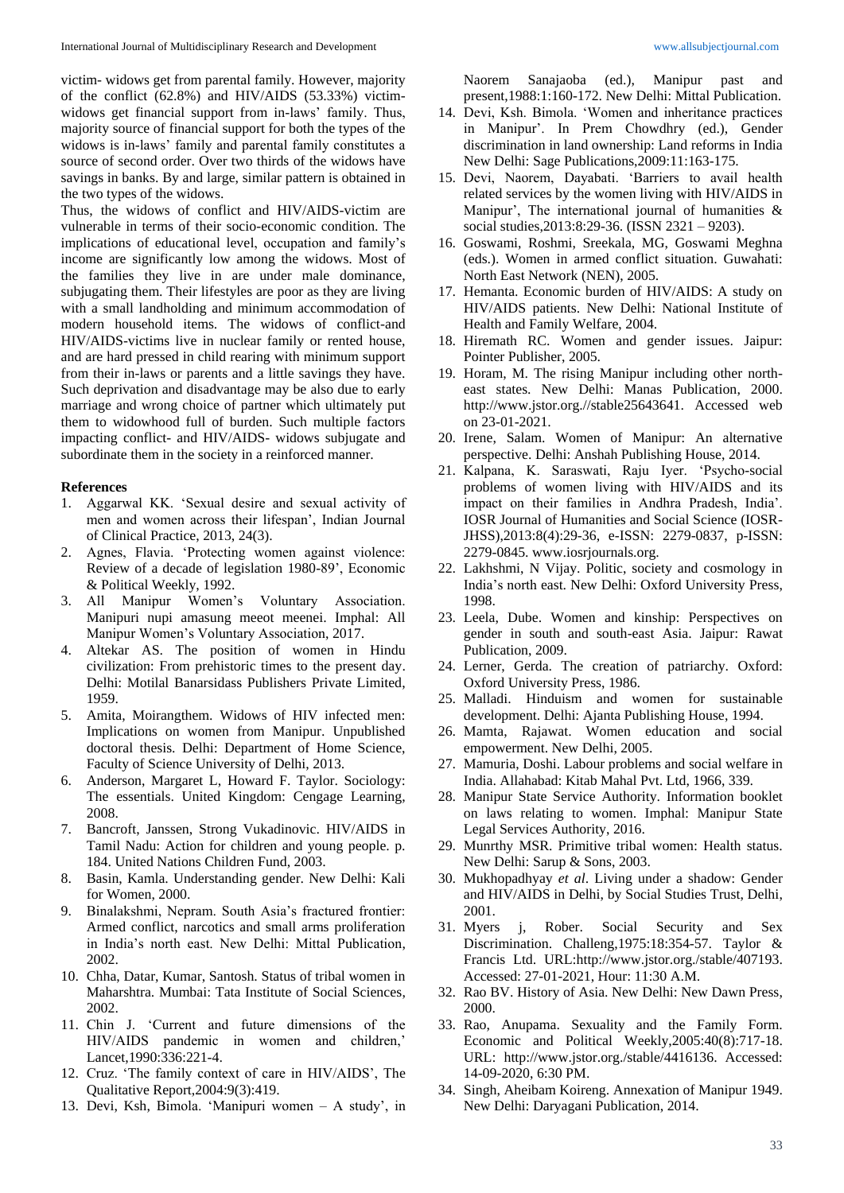victim- widows get from parental family. However, majority of the conflict (62.8%) and HIV/AIDS (53.33%) victim-widows get financial support from in-laws' family. Thus, majority source of financial support for both the types of the widows is in-laws' family and parental family constitutes a source of second order. Over two thirds of the widows have savings in banks. By and large, similar pattern is obtained in the two types of the widows.

Thus, the widows of conflict and HIV/AIDS-victim are vulnerable in terms of their socio-economic condition. The implications of educational level, occupation and family's income are significantly low among the widows. Most of the families they live in are under male dominance, subjugating them. Their lifestyles are poor as they are living with a small landholding and minimum accommodation of modern household items. The widows of conflict-and HIV/AIDS-victims live in nuclear family or rented house, and are hard pressed in child rearing with minimum support from their in-laws or parents and a little savings they have. Such deprivation and disadvantage may be also due to early marriage and wrong choice of partner which ultimately put them to widowhood full of burden. Such multiple factors impacting conflict- and HIV/AIDS- widows subjugate and subordinate them in the society in a reinforced manner.

## References

1. Aggarwal KK. 'Sexual desire and sexual activity of men and women across their lifespan', Indian Journal of Clinical Practice, 2013, 24(3).
2. Agnes, Flavia. 'Protecting women against violence: Review of a decade of legislation 1980-89', Economic & Political Weekly, 1992.
3. All Manipur Women's Voluntary Association. Manipuri nupi amasung meeot meenei. Imphal: All Manipur Women's Voluntary Association, 2017.
4. Altekar AS. The position of women in Hindu civilization: From prehistoric times to the present day. Delhi: Motilal Banarsidass Publishers Private Limited, 1959.
5. Amita, Moirangthem. Widows of HIV infected men: Implications on women from Manipur. Unpublished doctoral thesis. Delhi: Department of Home Science, Faculty of Science University of Delhi, 2013.
6. Anderson, Margaret L, Howard F. Taylor. Sociology: The essentials. United Kingdom: Cengage Learning, 2008.
7. Bancroft, Janssen, Strong Vukadinovic. HIV/AIDS in Tamil Nadu: Action for children and young people. p. 184. United Nations Children Fund, 2003.
8. Basin, Kamla. Understanding gender. New Delhi: Kali for Women, 2000.
9. Binalakshmi, Nepram. South Asia's fractured frontier: Armed conflict, narcotics and small arms proliferation in India's north east. New Delhi: Mittal Publication, 2002.
10. Chha, Datar, Kumar, Santosh. Status of tribal women in Maharshtra. Mumbai: Tata Institute of Social Sciences, 2002.
11. Chin J. 'Current and future dimensions of the HIV/AIDS pandemic in women and children,' Lancet,1990:336:221-4.
12. Cruz. 'The family context of care in HIV/AIDS', The Qualitative Report,2004:9(3):419.
13. Devi, Ksh, Bimola. 'Manipuri women – A study', in Naorem Sanajaoba (ed.), Manipur past and present,1988:1:160-172. New Delhi: Mittal Publication.
14. Devi, Ksh. Bimola. 'Women and inheritance practices in Manipur'. In Prem Chowdhry (ed.), Gender discrimination in land ownership: Land reforms in India New Delhi: Sage Publications,2009:11:163-175.
15. Devi, Naorem, Dayabati. 'Barriers to avail health related services by the women living with HIV/AIDS in Manipur', The international journal of humanities & social studies,2013:8:29-36. (ISSN 2321 – 9203).
16. Goswami, Roshmi, Sreekala, MG, Goswami Meghna (eds.). Women in armed conflict situation. Guwahati: North East Network (NEN), 2005.
17. Hemanta. Economic burden of HIV/AIDS: A study on HIV/AIDS patients. New Delhi: National Institute of Health and Family Welfare, 2004.
18. Hiremath RC. Women and gender issues. Jaipur: Pointer Publisher, 2005.
19. Horam, M. The rising Manipur including other north-east states. New Delhi: Manas Publication, 2000. http://www.jstor.org.//stable25643641. Accessed web on 23-01-2021.
20. Irene, Salam. Women of Manipur: An alternative perspective. Delhi: Anshah Publishing House, 2014.
21. Kalpana, K. Saraswati, Raju Iyer. 'Psycho-social problems of women living with HIV/AIDS and its impact on their families in Andhra Pradesh, India'. IOSR Journal of Humanities and Social Science (IOSR-JHSS),2013:8(4):29-36, e-ISSN: 2279-0837, p-ISSN: 2279-0845. www.iosrjournals.org.
22. Lakhshmi, N Vijay. Politic, society and cosmology in India's north east. New Delhi: Oxford University Press, 1998.
23. Leela, Dube. Women and kinship: Perspectives on gender in south and south-east Asia. Jaipur: Rawat Publication, 2009.
24. Lerner, Gerda. The creation of patriarchy. Oxford: Oxford University Press, 1986.
25. Malladi. Hinduism and women for sustainable development. Delhi: Ajanta Publishing House, 1994.
26. Mamta, Rajawat. Women education and social empowerment. New Delhi, 2005.
27. Mamuria, Doshi. Labour problems and social welfare in India. Allahabad: Kitab Mahal Pvt. Ltd, 1966, 339.
28. Manipur State Service Authority. Information booklet on laws relating to women. Imphal: Manipur State Legal Services Authority, 2016.
29. Munrthy MSR. Primitive tribal women: Health status. New Delhi: Sarup & Sons, 2003.
30. Mukhopadhyay *et al*. Living under a shadow: Gender and HIV/AIDS in Delhi, by Social Studies Trust, Delhi, 2001.
31. Myers j, Rober. Social Security and Sex Discrimination. Challeng,1975:18:354-57. Taylor & Francis Ltd. URL:http://www.jstor.org./stable/407193. Accessed: 27-01-2021, Hour: 11:30 A.M.
32. Rao BV. History of Asia. New Delhi: New Dawn Press, 2000.
33. Rao, Anupama. Sexuality and the Family Form. Economic and Political Weekly,2005:40(8):717-18. URL: http://www.jstor.org./stable/4416136. Accessed: 14-09-2020, 6:30 PM.
34. Singh, Aheibam Koireng. Annexation of Manipur 1949. New Delhi: Daryagani Publication, 2014.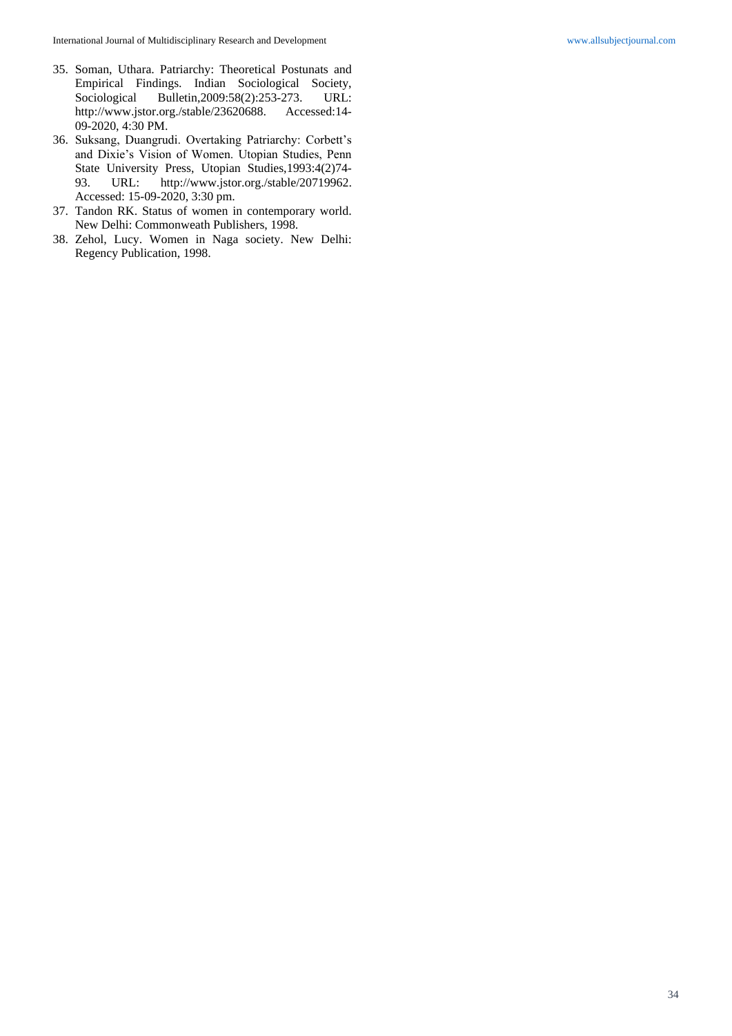35. Soman, Uthara. Patriarchy: Theoretical Postunats and Empirical Findings. Indian Sociological Society, Sociological Bulletin,2009:58(2):253-273. URL: http://www.jstor.org./stable/23620688. Accessed:14-09-2020, 4:30 PM.
36. Suksang, Duangrudi. Overtaking Patriarchy: Corbett's and Dixie's Vision of Women. Utopian Studies, Penn State University Press, Utopian Studies,1993:4(2)74-93. URL: http://www.jstor.org./stable/20719962. Accessed: 15-09-2020, 3:30 pm.
37. Tandon RK. Status of women in contemporary world. New Delhi: Commonweath Publishers, 1998.
38. Zehol, Lucy. Women in Naga society. New Delhi: Regency Publication, 1998.